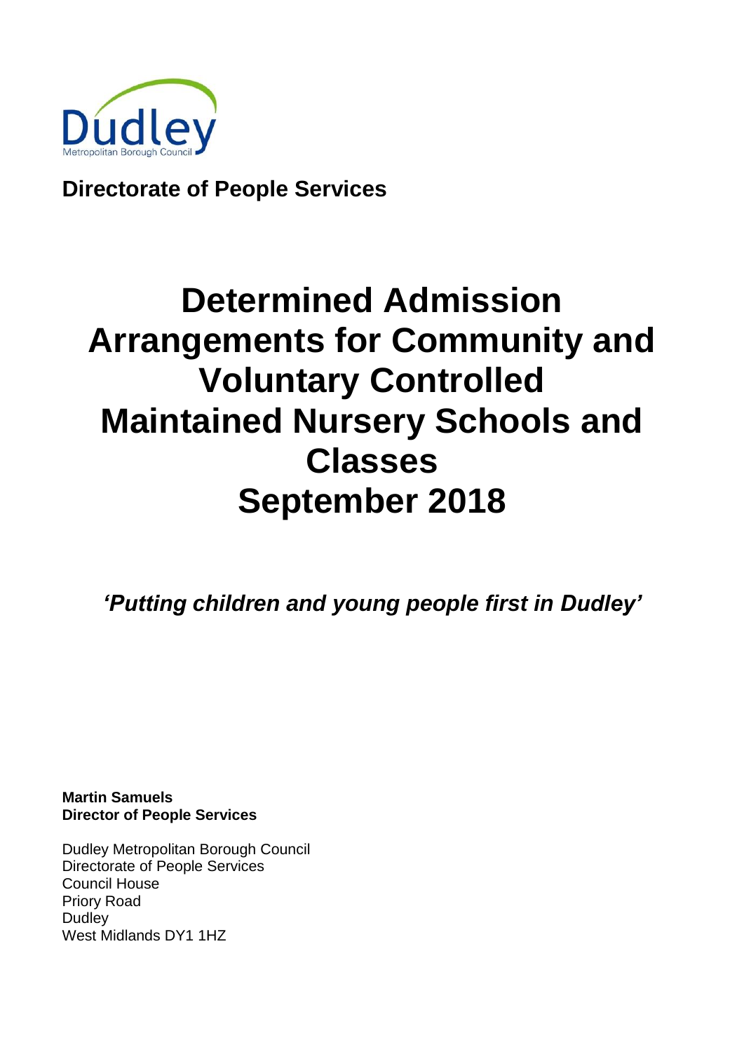Dudley
Metropolitan Borough Council

**Directorate of People Services**

# Determined Admission Arrangements for Community and Voluntary Controlled Maintained Nursery Schools and Classes September 2018

***'Putting children and young people first in Dudley'***

**Martin Samuels**
**Director of People Services**

Dudley Metropolitan Borough Council
Directorate of People Services
Council House
Priory Road
Dudley
West Midlands DY1 1HZ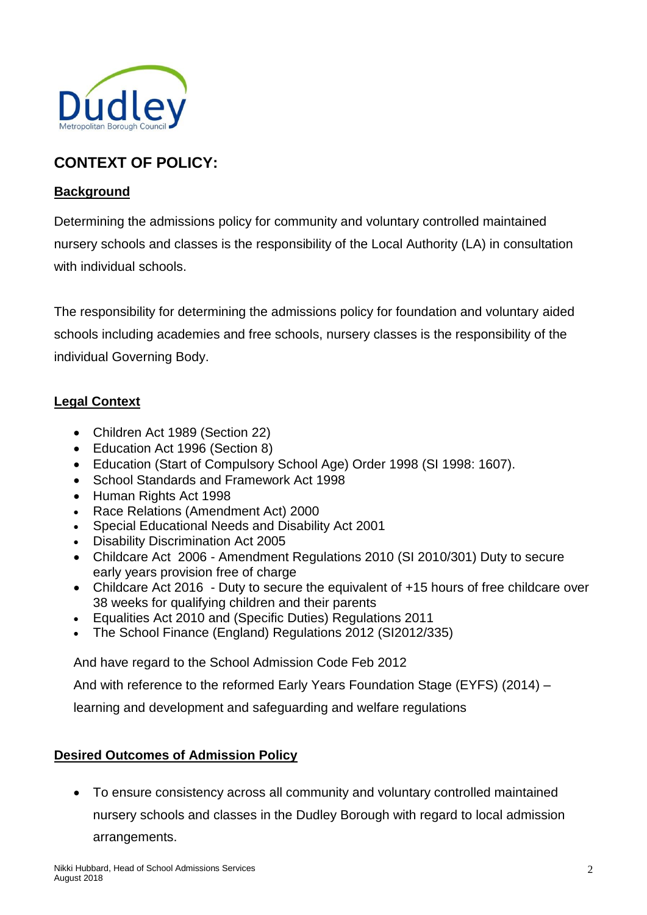## CONTEXT OF POLICY:

### Background

Determining the admissions policy for community and voluntary controlled maintained nursery schools and classes is the responsibility of the Local Authority (LA) in consultation with individual schools.

The responsibility for determining the admissions policy for foundation and voluntary aided schools including academies and free schools, nursery classes is the responsibility of the individual Governing Body.

### Legal Context

- Children Act 1989 (Section 22)
- Education Act 1996 (Section 8)
- Education (Start of Compulsory School Age) Order 1998 (SI 1998: 1607).
- School Standards and Framework Act 1998
- Human Rights Act 1998
- Race Relations (Amendment Act) 2000
- Special Educational Needs and Disability Act 2001
- Disability Discrimination Act 2005
- Childcare Act 2006 - Amendment Regulations 2010 (SI 2010/301) Duty to secure early years provision free of charge
- Childcare Act 2016 - Duty to secure the equivalent of +15 hours of free childcare over 38 weeks for qualifying children and their parents
- Equalities Act 2010 and (Specific Duties) Regulations 2011
- The School Finance (England) Regulations 2012 (SI2012/335)

And have regard to the School Admission Code Feb 2012

And with reference to the reformed Early Years Foundation Stage (EYFS) (2014) – learning and development and safeguarding and welfare regulations

### Desired Outcomes of Admission Policy

- To ensure consistency across all community and voluntary controlled maintained nursery schools and classes in the Dudley Borough with regard to local admission arrangements.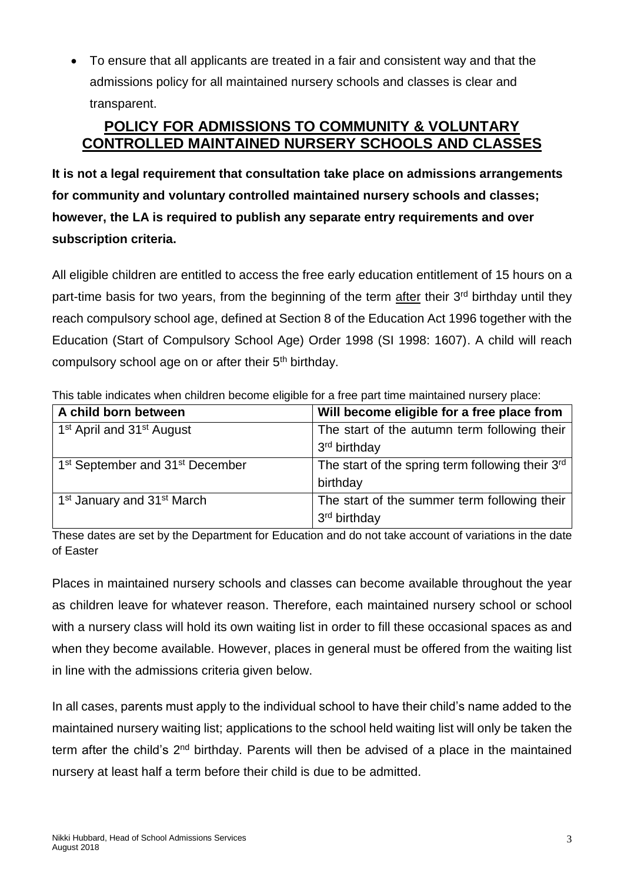- To ensure that all applicants are treated in a fair and consistent way and that the admissions policy for all maintained nursery schools and classes is clear and transparent.

## POLICY FOR ADMISSIONS TO COMMUNITY & VOLUNTARY CONTROLLED MAINTAINED NURSERY SCHOOLS AND CLASSES

**It is not a legal requirement that consultation take place on admissions arrangements for community and voluntary controlled maintained nursery schools and classes; however, the LA is required to publish any separate entry requirements and over subscription criteria.**

All eligible children are entitled to access the free early education entitlement of 15 hours on a part-time basis for two years, from the beginning of the term after their 3rd birthday until they reach compulsory school age, defined at Section 8 of the Education Act 1996 together with the Education (Start of Compulsory School Age) Order 1998 (SI 1998: 1607). A child will reach compulsory school age on or after their 5th birthday.

This table indicates when children become eligible for a free part time maintained nursery place:

| A child born between | Will become eligible for a free place from |
|---|---|
| 1st April and 31st August | The start of the autumn term following their 3rd birthday |
| 1st September and 31st December | The start of the spring term following their 3rd birthday |
| 1st January and 31st March | The start of the summer term following their 3rd birthday |

These dates are set by the Department for Education and do not take account of variations in the date of Easter

Places in maintained nursery schools and classes can become available throughout the year as children leave for whatever reason. Therefore, each maintained nursery school or school with a nursery class will hold its own waiting list in order to fill these occasional spaces as and when they become available. However, places in general must be offered from the waiting list in line with the admissions criteria given below.

In all cases, parents must apply to the individual school to have their child's name added to the maintained nursery waiting list; applications to the school held waiting list will only be taken the term after the child's 2nd birthday. Parents will then be advised of a place in the maintained nursery at least half a term before their child is due to be admitted.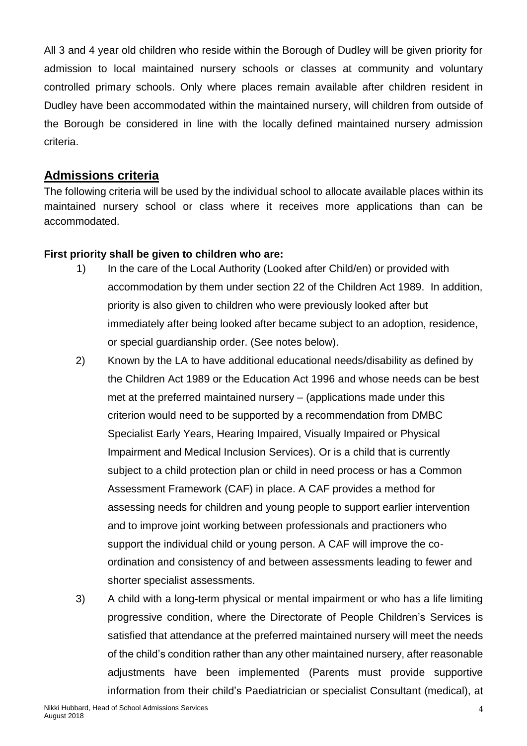All 3 and 4 year old children who reside within the Borough of Dudley will be given priority for admission to local maintained nursery schools or classes at community and voluntary controlled primary schools. Only where places remain available after children resident in Dudley have been accommodated within the maintained nursery, will children from outside of the Borough be considered in line with the locally defined maintained nursery admission criteria.

## Admissions criteria

The following criteria will be used by the individual school to allocate available places within its maintained nursery school or class where it receives more applications than can be accommodated.

**First priority shall be given to children who are:**

1) In the care of the Local Authority (Looked after Child/en) or provided with accommodation by them under section 22 of the Children Act 1989. In addition, priority is also given to children who were previously looked after but immediately after being looked after became subject to an adoption, residence, or special guardianship order. (See notes below).

2) Known by the LA to have additional educational needs/disability as defined by the Children Act 1989 or the Education Act 1996 and whose needs can be best met at the preferred maintained nursery – (applications made under this criterion would need to be supported by a recommendation from DMBC Specialist Early Years, Hearing Impaired, Visually Impaired or Physical Impairment and Medical Inclusion Services). Or is a child that is currently subject to a child protection plan or child in need process or has a Common Assessment Framework (CAF) in place. A CAF provides a method for assessing needs for children and young people to support earlier intervention and to improve joint working between professionals and practioners who support the individual child or young person. A CAF will improve the co-ordination and consistency of and between assessments leading to fewer and shorter specialist assessments.

3) A child with a long-term physical or mental impairment or who has a life limiting progressive condition, where the Directorate of People Children's Services is satisfied that attendance at the preferred maintained nursery will meet the needs of the child's condition rather than any other maintained nursery, after reasonable adjustments have been implemented (Parents must provide supportive information from their child's Paediatrician or specialist Consultant (medical), at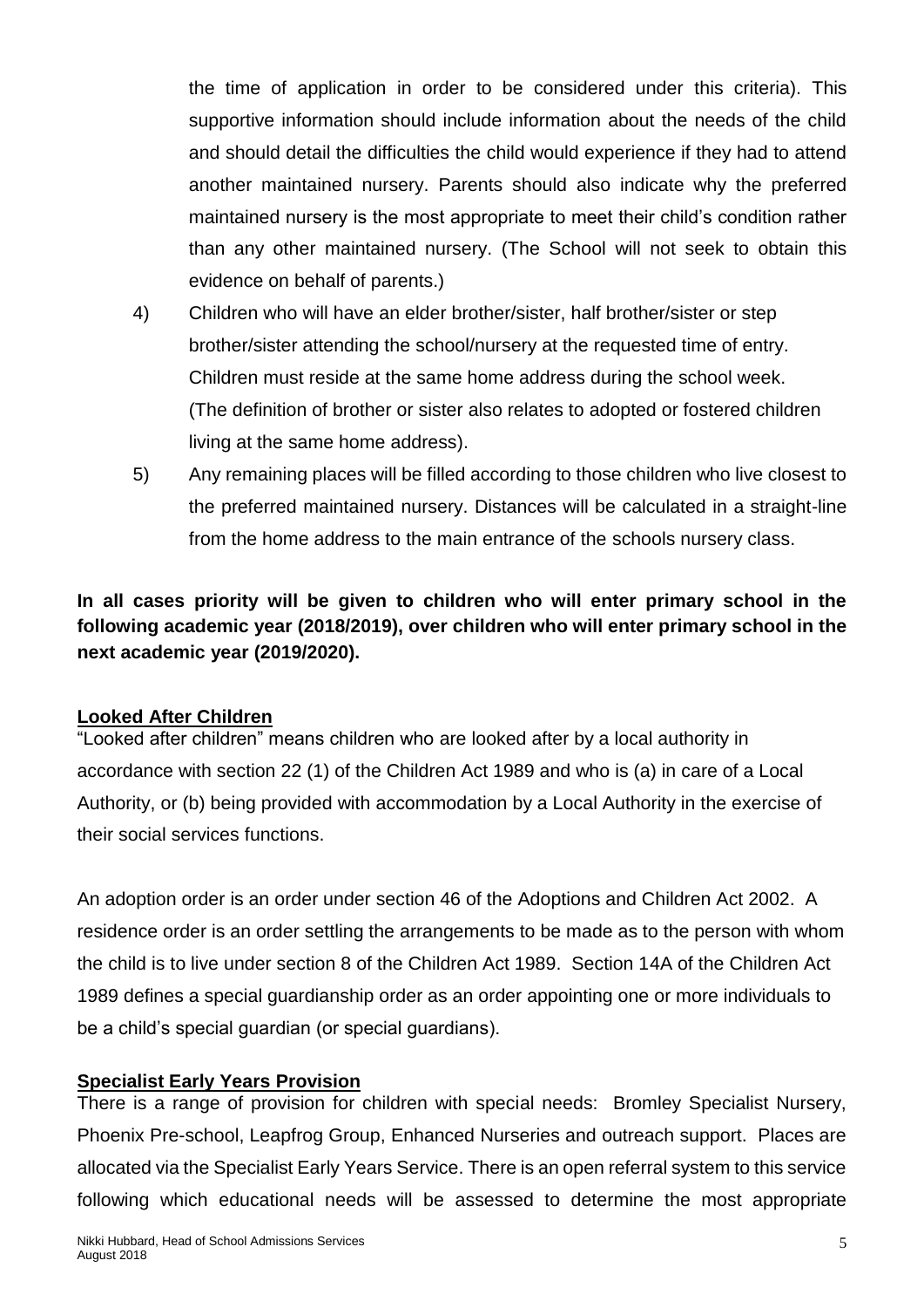the time of application in order to be considered under this criteria). This supportive information should include information about the needs of the child and should detail the difficulties the child would experience if they had to attend another maintained nursery. Parents should also indicate why the preferred maintained nursery is the most appropriate to meet their child's condition rather than any other maintained nursery. (The School will not seek to obtain this evidence on behalf of parents.)

4) Children who will have an elder brother/sister, half brother/sister or step brother/sister attending the school/nursery at the requested time of entry. Children must reside at the same home address during the school week. (The definition of brother or sister also relates to adopted or fostered children living at the same home address).

5) Any remaining places will be filled according to those children who live closest to the preferred maintained nursery. Distances will be calculated in a straight-line from the home address to the main entrance of the schools nursery class.

**In all cases priority will be given to children who will enter primary school in the following academic year (2018/2019), over children who will enter primary school in the next academic year (2019/2020).**

**Looked After Children**

"Looked after children" means children who are looked after by a local authority in accordance with section 22 (1) of the Children Act 1989 and who is (a) in care of a Local Authority, or (b) being provided with accommodation by a Local Authority in the exercise of their social services functions.

An adoption order is an order under section 46 of the Adoptions and Children Act 2002. A residence order is an order settling the arrangements to be made as to the person with whom the child is to live under section 8 of the Children Act 1989. Section 14A of the Children Act 1989 defines a special guardianship order as an order appointing one or more individuals to be a child's special guardian (or special guardians).

**Specialist Early Years Provision**

There is a range of provision for children with special needs: Bromley Specialist Nursery, Phoenix Pre-school, Leapfrog Group, Enhanced Nurseries and outreach support. Places are allocated via the Specialist Early Years Service. There is an open referral system to this service following which educational needs will be assessed to determine the most appropriate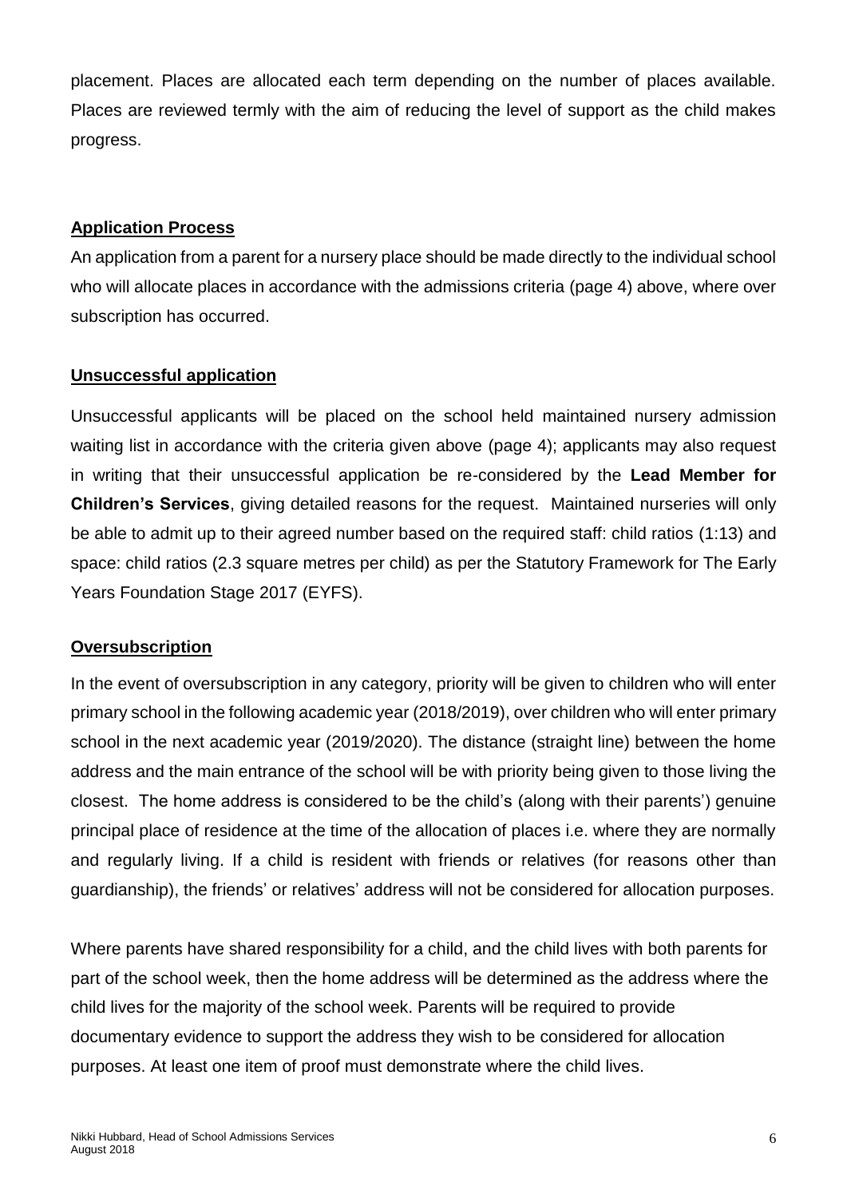placement. Places are allocated each term depending on the number of places available. Places are reviewed termly with the aim of reducing the level of support as the child makes progress.

## Application Process

An application from a parent for a nursery place should be made directly to the individual school who will allocate places in accordance with the admissions criteria (page 4) above, where over subscription has occurred.

## Unsuccessful application

Unsuccessful applicants will be placed on the school held maintained nursery admission waiting list in accordance with the criteria given above (page 4); applicants may also request in writing that their unsuccessful application be re-considered by the **Lead Member for Children's Services**, giving detailed reasons for the request. Maintained nurseries will only be able to admit up to their agreed number based on the required staff: child ratios (1:13) and space: child ratios (2.3 square metres per child) as per the Statutory Framework for The Early Years Foundation Stage 2017 (EYFS).

## Oversubscription

In the event of oversubscription in any category, priority will be given to children who will enter primary school in the following academic year (2018/2019), over children who will enter primary school in the next academic year (2019/2020). The distance (straight line) between the home address and the main entrance of the school will be with priority being given to those living the closest. The home address is considered to be the child's (along with their parents') genuine principal place of residence at the time of the allocation of places i.e. where they are normally and regularly living. If a child is resident with friends or relatives (for reasons other than guardianship), the friends' or relatives' address will not be considered for allocation purposes.

Where parents have shared responsibility for a child, and the child lives with both parents for part of the school week, then the home address will be determined as the address where the child lives for the majority of the school week. Parents will be required to provide documentary evidence to support the address they wish to be considered for allocation purposes. At least one item of proof must demonstrate where the child lives.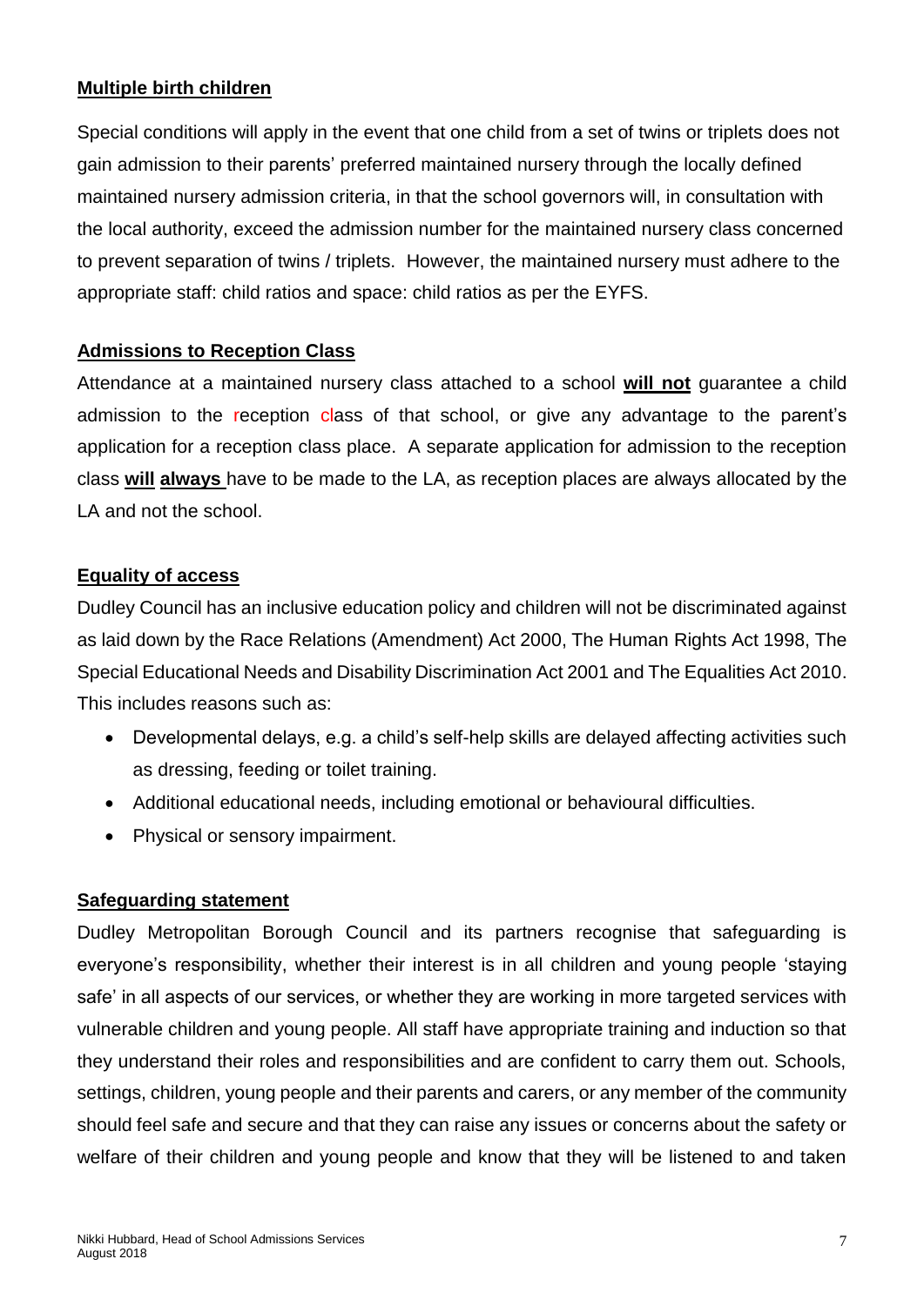**Multiple birth children**

Special conditions will apply in the event that one child from a set of twins or triplets does not gain admission to their parents' preferred maintained nursery through the locally defined maintained nursery admission criteria, in that the school governors will, in consultation with the local authority, exceed the admission number for the maintained nursery class concerned to prevent separation of twins / triplets. However, the maintained nursery must adhere to the appropriate staff: child ratios and space: child ratios as per the EYFS.

**Admissions to Reception Class**

Attendance at a maintained nursery class attached to a school **will not** guarantee a child admission to the reception class of that school, or give any advantage to the parent's application for a reception class place. A separate application for admission to the reception class **will** **always** have to be made to the LA, as reception places are always allocated by the LA and not the school.

**Equality of access**

Dudley Council has an inclusive education policy and children will not be discriminated against as laid down by the Race Relations (Amendment) Act 2000, The Human Rights Act 1998, The Special Educational Needs and Disability Discrimination Act 2001 and The Equalities Act 2010. This includes reasons such as:

- Developmental delays, e.g. a child's self-help skills are delayed affecting activities such as dressing, feeding or toilet training.
- Additional educational needs, including emotional or behavioural difficulties.
- Physical or sensory impairment.

**Safeguarding statement**

Dudley Metropolitan Borough Council and its partners recognise that safeguarding is everyone's responsibility, whether their interest is in all children and young people 'staying safe' in all aspects of our services, or whether they are working in more targeted services with vulnerable children and young people. All staff have appropriate training and induction so that they understand their roles and responsibilities and are confident to carry them out. Schools, settings, children, young people and their parents and carers, or any member of the community should feel safe and secure and that they can raise any issues or concerns about the safety or welfare of their children and young people and know that they will be listened to and taken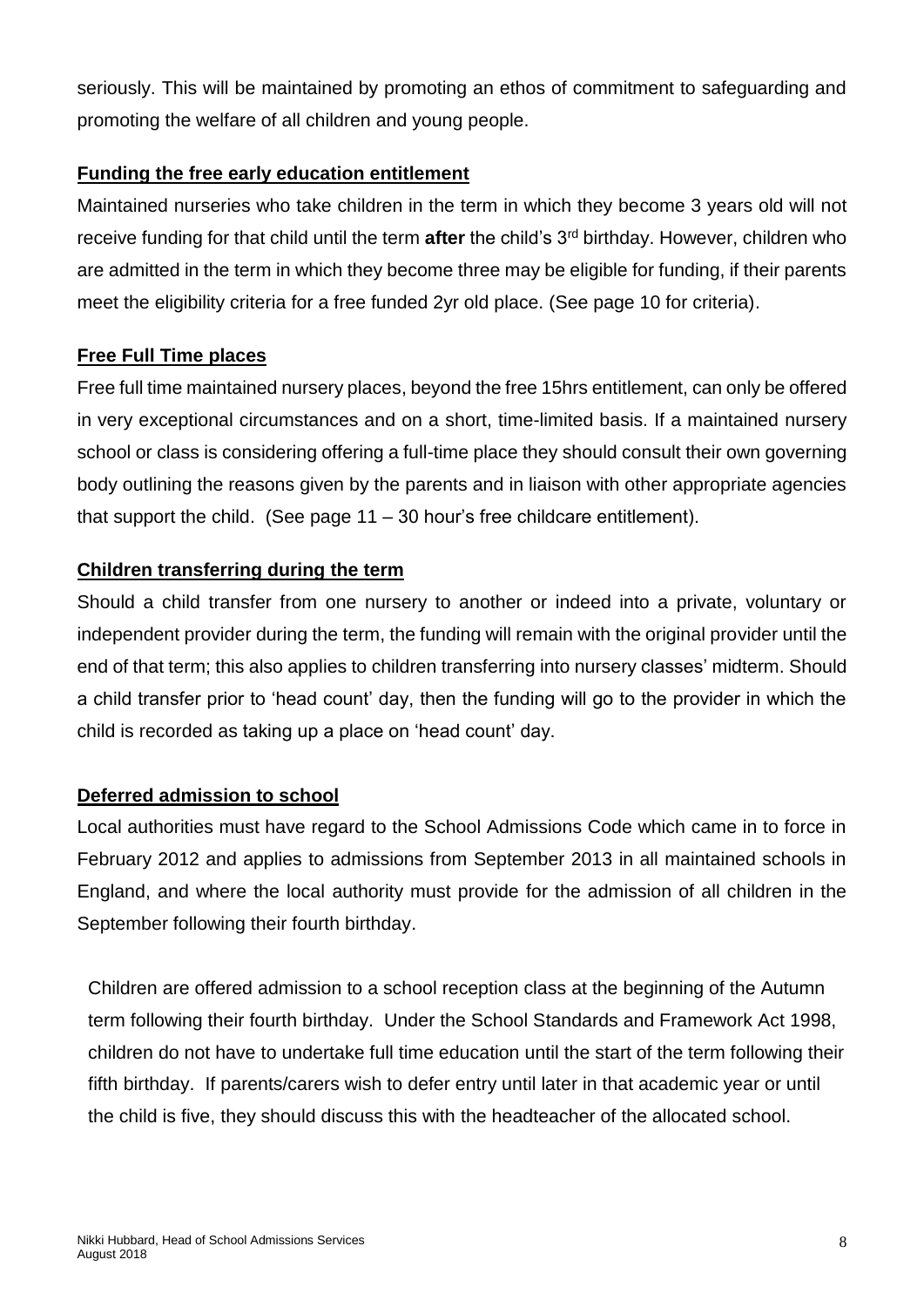seriously. This will be maintained by promoting an ethos of commitment to safeguarding and promoting the welfare of all children and young people.

## Funding the free early education entitlement

Maintained nurseries who take children in the term in which they become 3 years old will not receive funding for that child until the term **after** the child's 3rd birthday. However, children who are admitted in the term in which they become three may be eligible for funding, if their parents meet the eligibility criteria for a free funded 2yr old place. (See page 10 for criteria).

## Free Full Time places

Free full time maintained nursery places, beyond the free 15hrs entitlement, can only be offered in very exceptional circumstances and on a short, time-limited basis. If a maintained nursery school or class is considering offering a full-time place they should consult their own governing body outlining the reasons given by the parents and in liaison with other appropriate agencies that support the child. (See page 11 – 30 hour's free childcare entitlement).

## Children transferring during the term

Should a child transfer from one nursery to another or indeed into a private, voluntary or independent provider during the term, the funding will remain with the original provider until the end of that term; this also applies to children transferring into nursery classes' midterm. Should a child transfer prior to 'head count' day, then the funding will go to the provider in which the child is recorded as taking up a place on 'head count' day.

## Deferred admission to school

Local authorities must have regard to the School Admissions Code which came in to force in February 2012 and applies to admissions from September 2013 in all maintained schools in England, and where the local authority must provide for the admission of all children in the September following their fourth birthday.

Children are offered admission to a school reception class at the beginning of the Autumn term following their fourth birthday. Under the School Standards and Framework Act 1998, children do not have to undertake full time education until the start of the term following their fifth birthday. If parents/carers wish to defer entry until later in that academic year or until the child is five, they should discuss this with the headteacher of the allocated school.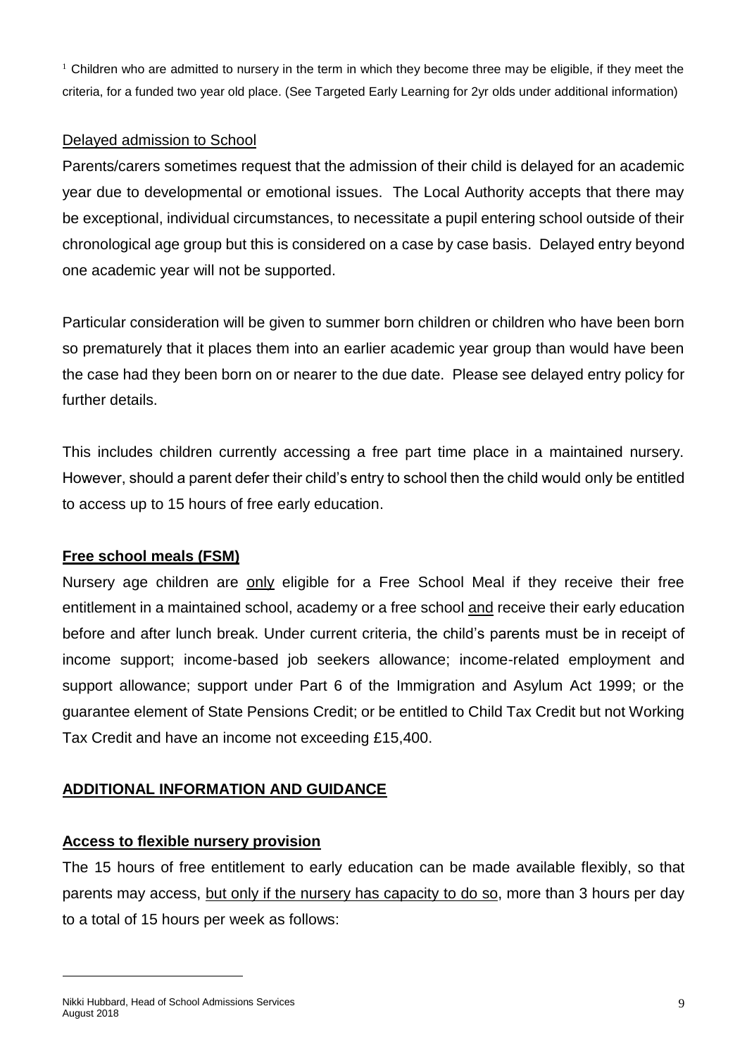[1] Children who are admitted to nursery in the term in which they become three may be eligible, if they meet the criteria, for a funded two year old place. (See Targeted Early Learning for 2yr olds under additional information)

Delayed admission to School

Parents/carers sometimes request that the admission of their child is delayed for an academic year due to developmental or emotional issues. The Local Authority accepts that there may be exceptional, individual circumstances, to necessitate a pupil entering school outside of their chronological age group but this is considered on a case by case basis. Delayed entry beyond one academic year will not be supported.

Particular consideration will be given to summer born children or children who have been born so prematurely that it places them into an earlier academic year group than would have been the case had they been born on or nearer to the due date. Please see delayed entry policy for further details.

This includes children currently accessing a free part time place in a maintained nursery. However, should a parent defer their child's entry to school then the child would only be entitled to access up to 15 hours of free early education.

## Free school meals (FSM)

Nursery age children are only eligible for a Free School Meal if they receive their free entitlement in a maintained school, academy or a free school and receive their early education before and after lunch break. Under current criteria, the child's parents must be in receipt of income support; income-based job seekers allowance; income-related employment and support allowance; support under Part 6 of the Immigration and Asylum Act 1999; or the guarantee element of State Pensions Credit; or be entitled to Child Tax Credit but not Working Tax Credit and have an income not exceeding £15,400.

## ADDITIONAL INFORMATION AND GUIDANCE

### Access to flexible nursery provision

The 15 hours of free entitlement to early education can be made available flexibly, so that parents may access, but only if the nursery has capacity to do so, more than 3 hours per day to a total of 15 hours per week as follows:

Nikki Hubbard, Head of School Admissions Services
August 2018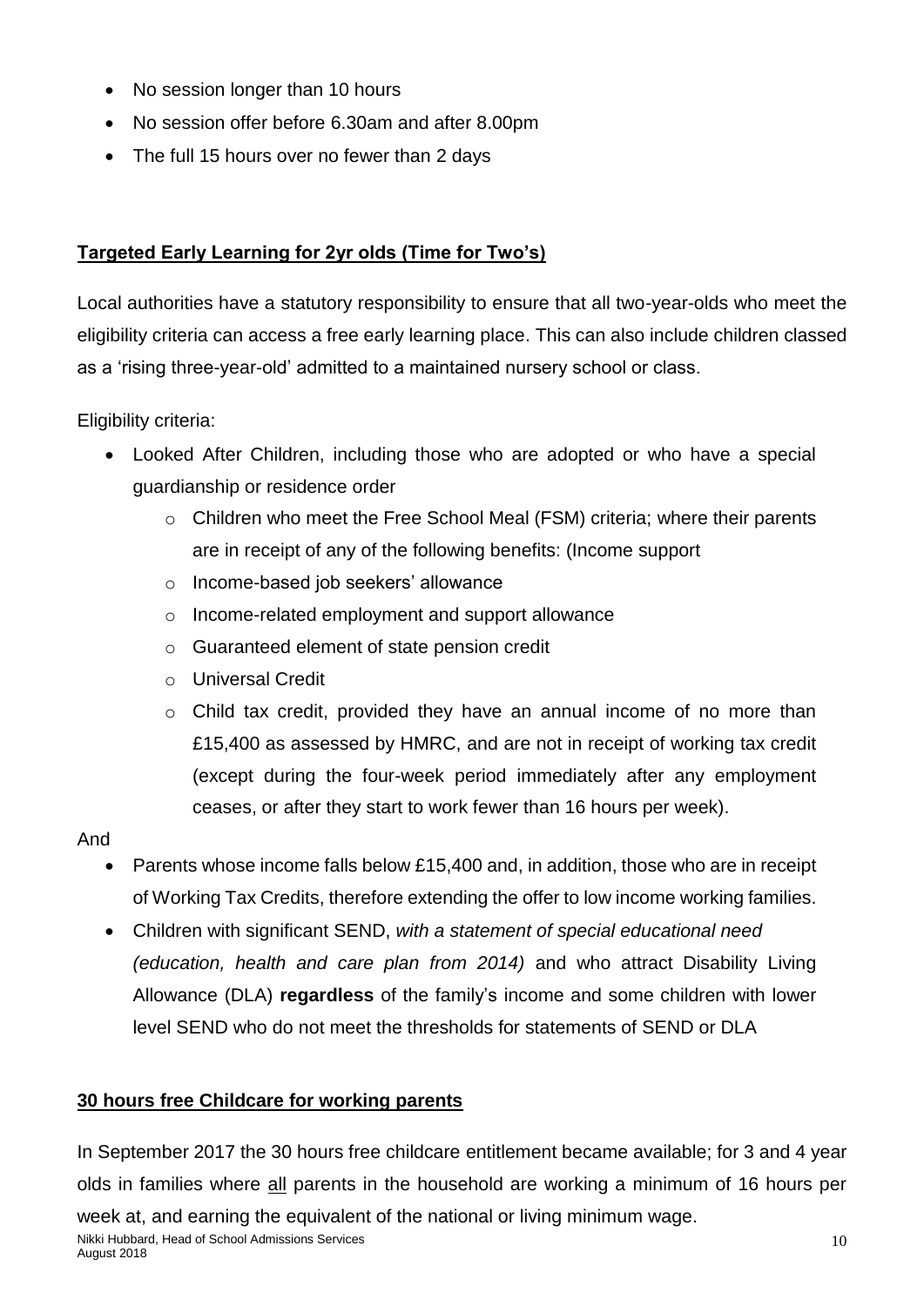- No session longer than 10 hours
- No session offer before 6.30am and after 8.00pm
- The full 15 hours over no fewer than 2 days

**Targeted Early Learning for 2yr olds (Time for Two's)**

Local authorities have a statutory responsibility to ensure that all two-year-olds who meet the eligibility criteria can access a free early learning place. This can also include children classed as a 'rising three-year-old' admitted to a maintained nursery school or class.

Eligibility criteria:

- Looked After Children, including those who are adopted or who have a special guardianship or residence order
    - Children who meet the Free School Meal (FSM) criteria; where their parents are in receipt of any of the following benefits: (Income support
    - Income-based job seekers' allowance
    - Income-related employment and support allowance
    - Guaranteed element of state pension credit
    - Universal Credit
    - Child tax credit, provided they have an annual income of no more than £15,400 as assessed by HMRC, and are not in receipt of working tax credit (except during the four-week period immediately after any employment ceases, or after they start to work fewer than 16 hours per week).

And

- Parents whose income falls below £15,400 and, in addition, those who are in receipt of Working Tax Credits, therefore extending the offer to low income working families.
- Children with significant SEND, *with a statement of special educational need (education, health and care plan from 2014)* and who attract Disability Living Allowance (DLA) **regardless** of the family's income and some children with lower level SEND who do not meet the thresholds for statements of SEND or DLA

**30 hours free Childcare for working parents**

In September 2017 the 30 hours free childcare entitlement became available; for 3 and 4 year olds in families where all parents in the household are working a minimum of 16 hours per week at, and earning the equivalent of the national or living minimum wage.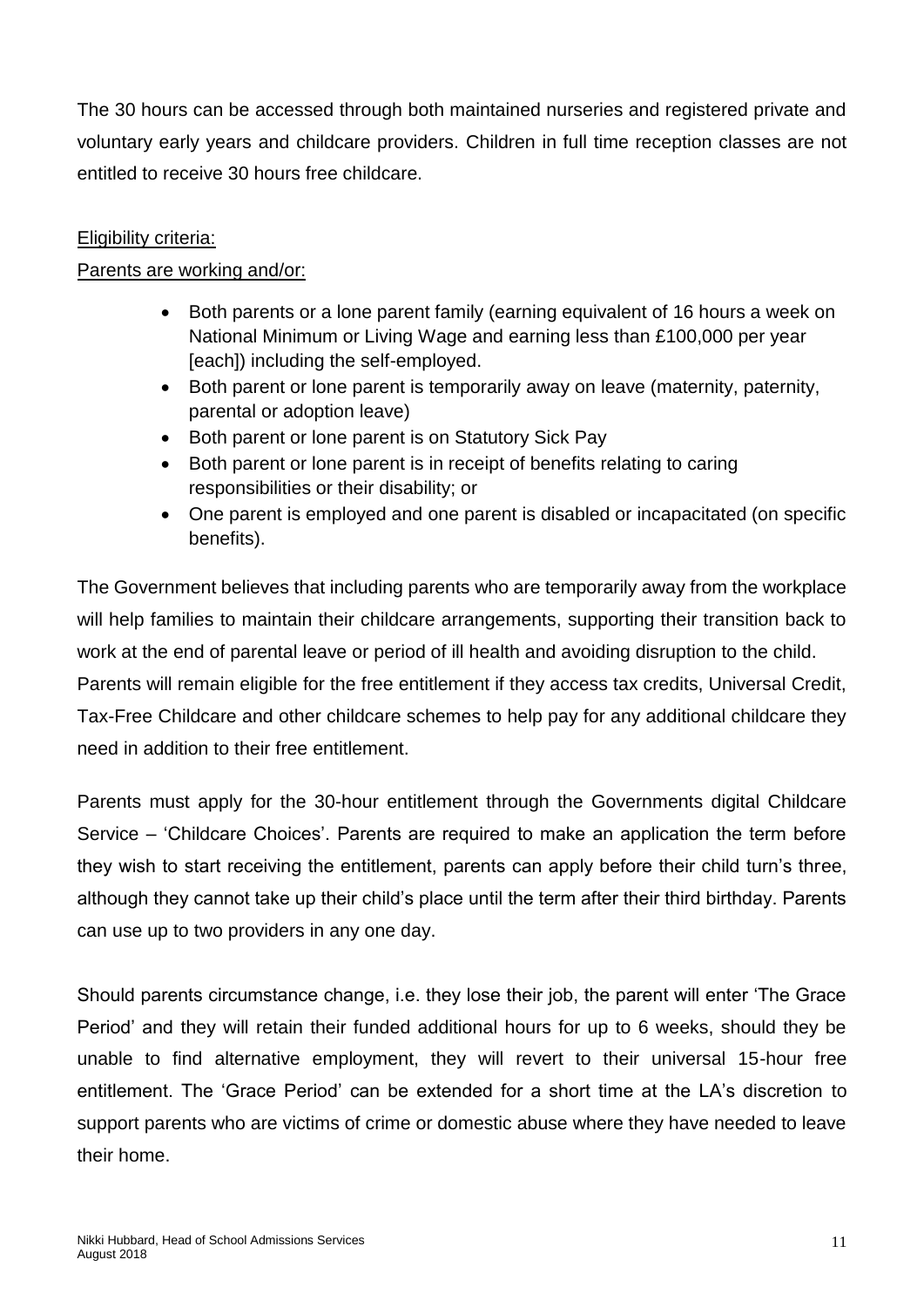The 30 hours can be accessed through both maintained nurseries and registered private and voluntary early years and childcare providers. Children in full time reception classes are not entitled to receive 30 hours free childcare.

Eligibility criteria:

Parents are working and/or:

- Both parents or a lone parent family (earning equivalent of 16 hours a week on National Minimum or Living Wage and earning less than £100,000 per year [each]) including the self-employed.
- Both parent or lone parent is temporarily away on leave (maternity, paternity, parental or adoption leave)
- Both parent or lone parent is on Statutory Sick Pay
- Both parent or lone parent is in receipt of benefits relating to caring responsibilities or their disability; or
- One parent is employed and one parent is disabled or incapacitated (on specific benefits).

The Government believes that including parents who are temporarily away from the workplace will help families to maintain their childcare arrangements, supporting their transition back to work at the end of parental leave or period of ill health and avoiding disruption to the child. Parents will remain eligible for the free entitlement if they access tax credits, Universal Credit, Tax-Free Childcare and other childcare schemes to help pay for any additional childcare they need in addition to their free entitlement.

Parents must apply for the 30-hour entitlement through the Governments digital Childcare Service – 'Childcare Choices'. Parents are required to make an application the term before they wish to start receiving the entitlement, parents can apply before their child turn's three, although they cannot take up their child's place until the term after their third birthday. Parents can use up to two providers in any one day.

Should parents circumstance change, i.e. they lose their job, the parent will enter 'The Grace Period' and they will retain their funded additional hours for up to 6 weeks, should they be unable to find alternative employment, they will revert to their universal 15-hour free entitlement. The 'Grace Period' can be extended for a short time at the LA's discretion to support parents who are victims of crime or domestic abuse where they have needed to leave their home.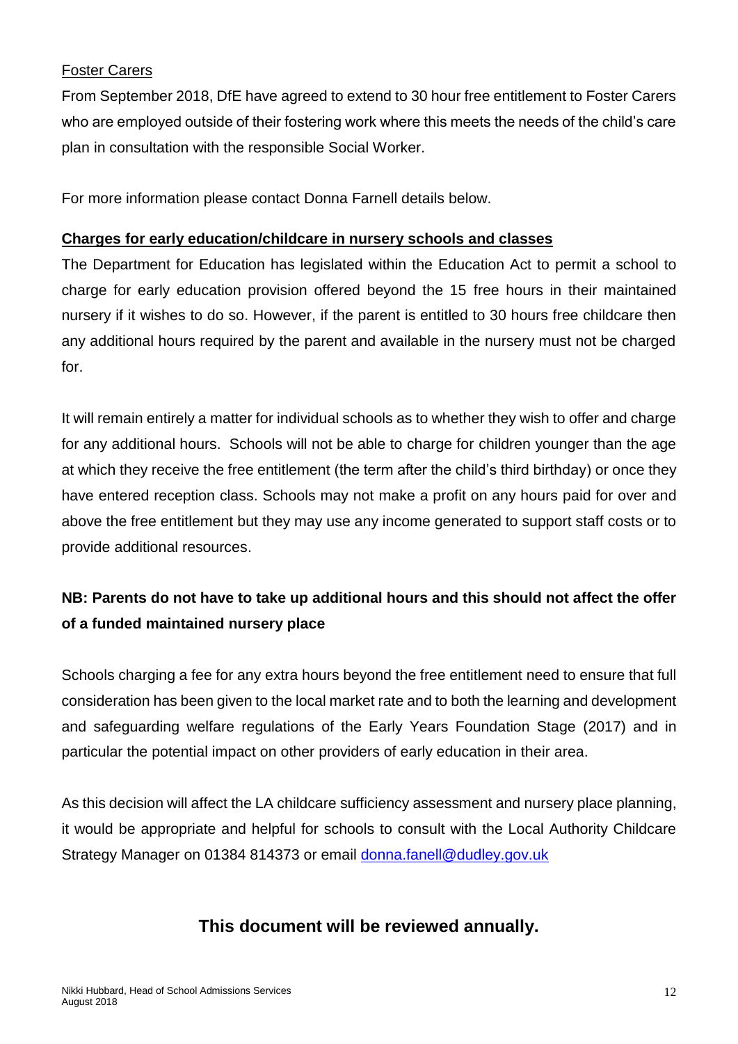Foster Carers

From September 2018, DfE have agreed to extend to 30 hour free entitlement to Foster Carers who are employed outside of their fostering work where this meets the needs of the child's care plan in consultation with the responsible Social Worker.

For more information please contact Donna Farnell details below.

**Charges for early education/childcare in nursery schools and classes**

The Department for Education has legislated within the Education Act to permit a school to charge for early education provision offered beyond the 15 free hours in their maintained nursery if it wishes to do so. However, if the parent is entitled to 30 hours free childcare then any additional hours required by the parent and available in the nursery must not be charged for.

It will remain entirely a matter for individual schools as to whether they wish to offer and charge for any additional hours. Schools will not be able to charge for children younger than the age at which they receive the free entitlement (the term after the child's third birthday) or once they have entered reception class. Schools may not make a profit on any hours paid for over and above the free entitlement but they may use any income generated to support staff costs or to provide additional resources.

**NB: Parents do not have to take up additional hours and this should not affect the offer of a funded maintained nursery place**

Schools charging a fee for any extra hours beyond the free entitlement need to ensure that full consideration has been given to the local market rate and to both the learning and development and safeguarding welfare regulations of the Early Years Foundation Stage (2017) and in particular the potential impact on other providers of early education in their area.

As this decision will affect the LA childcare sufficiency assessment and nursery place planning, it would be appropriate and helpful for schools to consult with the Local Authority Childcare Strategy Manager on 01384 814373 or email donna.fanell@dudley.gov.uk

## This document will be reviewed annually.

Nikki Hubbard, Head of School Admissions Services
August 2018